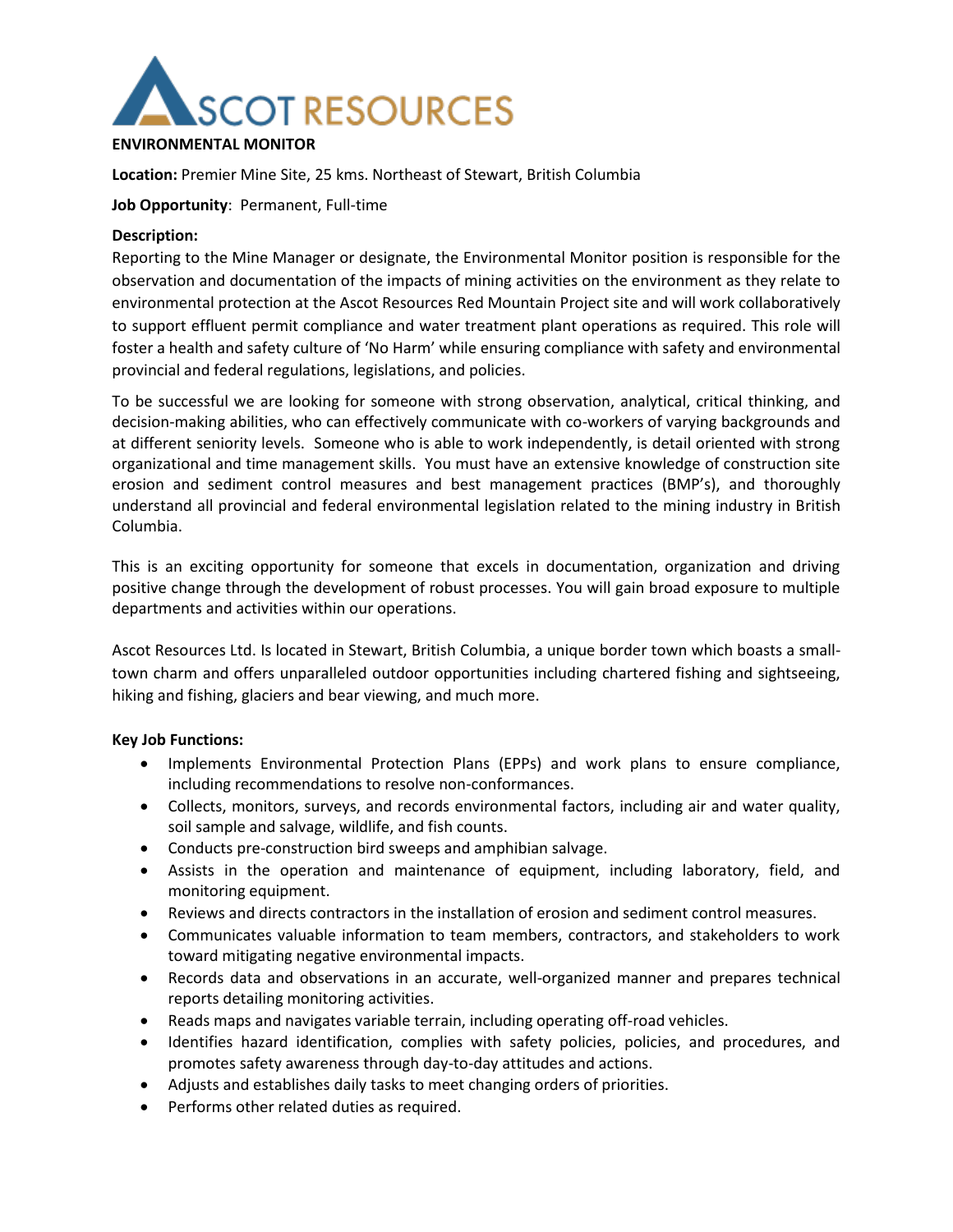ASCOT RESOURCES

**ENVIRONMENTAL MONITOR**

**Location:** Premier Mine Site, 25 kms. Northeast of Stewart, British Columbia

**Job Opportunity**: Permanent, Full-time

**Description:**

Reporting to the Mine Manager or designate, the Environmental Monitor position is responsible for the observation and documentation of the impacts of mining activities on the environment as they relate to environmental protection at the Ascot Resources Red Mountain Project site and will work collaboratively to support effluent permit compliance and water treatment plant operations as required. This role will foster a health and safety culture of 'No Harm' while ensuring compliance with safety and environmental provincial and federal regulations, legislations, and policies.

To be successful we are looking for someone with strong observation, analytical, critical thinking, and decision-making abilities, who can effectively communicate with co-workers of varying backgrounds and at different seniority levels. Someone who is able to work independently, is detail oriented with strong organizational and time management skills. You must have an extensive knowledge of construction site erosion and sediment control measures and best management practices (BMP's), and thoroughly understand all provincial and federal environmental legislation related to the mining industry in British Columbia.

This is an exciting opportunity for someone that excels in documentation, organization and driving positive change through the development of robust processes. You will gain broad exposure to multiple departments and activities within our operations.

Ascot Resources Ltd. Is located in Stewart, British Columbia, a unique border town which boasts a small-town charm and offers unparalleled outdoor opportunities including chartered fishing and sightseeing, hiking and fishing, glaciers and bear viewing, and much more.

**Key Job Functions:**

- Implements Environmental Protection Plans (EPPs) and work plans to ensure compliance, including recommendations to resolve non-conformances.
- Collects, monitors, surveys, and records environmental factors, including air and water quality, soil sample and salvage, wildlife, and fish counts.
- Conducts pre-construction bird sweeps and amphibian salvage.
- Assists in the operation and maintenance of equipment, including laboratory, field, and monitoring equipment.
- Reviews and directs contractors in the installation of erosion and sediment control measures.
- Communicates valuable information to team members, contractors, and stakeholders to work toward mitigating negative environmental impacts.
- Records data and observations in an accurate, well-organized manner and prepares technical reports detailing monitoring activities.
- Reads maps and navigates variable terrain, including operating off-road vehicles.
- Identifies hazard identification, complies with safety policies, policies, and procedures, and promotes safety awareness through day-to-day attitudes and actions.
- Adjusts and establishes daily tasks to meet changing orders of priorities.
- Performs other related duties as required.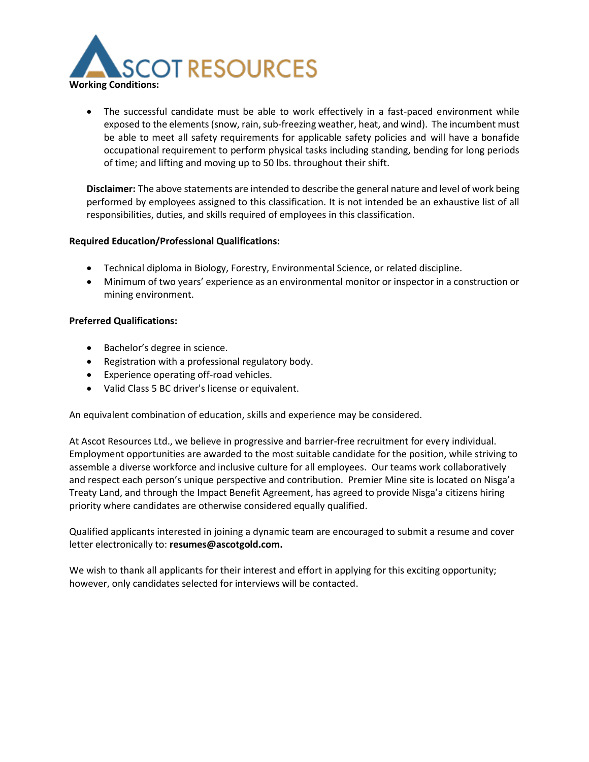**Working Conditions:**

- The successful candidate must be able to work effectively in a fast-paced environment while exposed to the elements (snow, rain, sub-freezing weather, heat, and wind). The incumbent must be able to meet all safety requirements for applicable safety policies and will have a bonafide occupational requirement to perform physical tasks including standing, bending for long periods of time; and lifting and moving up to 50 lbs. throughout their shift.

**Disclaimer:** The above statements are intended to describe the general nature and level of work being performed by employees assigned to this classification. It is not intended be an exhaustive list of all responsibilities, duties, and skills required of employees in this classification.

**Required Education/Professional Qualifications:**

- Technical diploma in Biology, Forestry, Environmental Science, or related discipline.
- Minimum of two years' experience as an environmental monitor or inspector in a construction or mining environment.

**Preferred Qualifications:**

- Bachelor's degree in science.
- Registration with a professional regulatory body.
- Experience operating off-road vehicles.
- Valid Class 5 BC driver's license or equivalent.

An equivalent combination of education, skills and experience may be considered.

At Ascot Resources Ltd., we believe in progressive and barrier-free recruitment for every individual. Employment opportunities are awarded to the most suitable candidate for the position, while striving to assemble a diverse workforce and inclusive culture for all employees. Our teams work collaboratively and respect each person's unique perspective and contribution. Premier Mine site is located on Nisga'a Treaty Land, and through the Impact Benefit Agreement, has agreed to provide Nisga'a citizens hiring priority where candidates are otherwise considered equally qualified.

Qualified applicants interested in joining a dynamic team are encouraged to submit a resume and cover letter electronically to: **resumes@ascotgold.com.**

We wish to thank all applicants for their interest and effort in applying for this exciting opportunity; however, only candidates selected for interviews will be contacted.